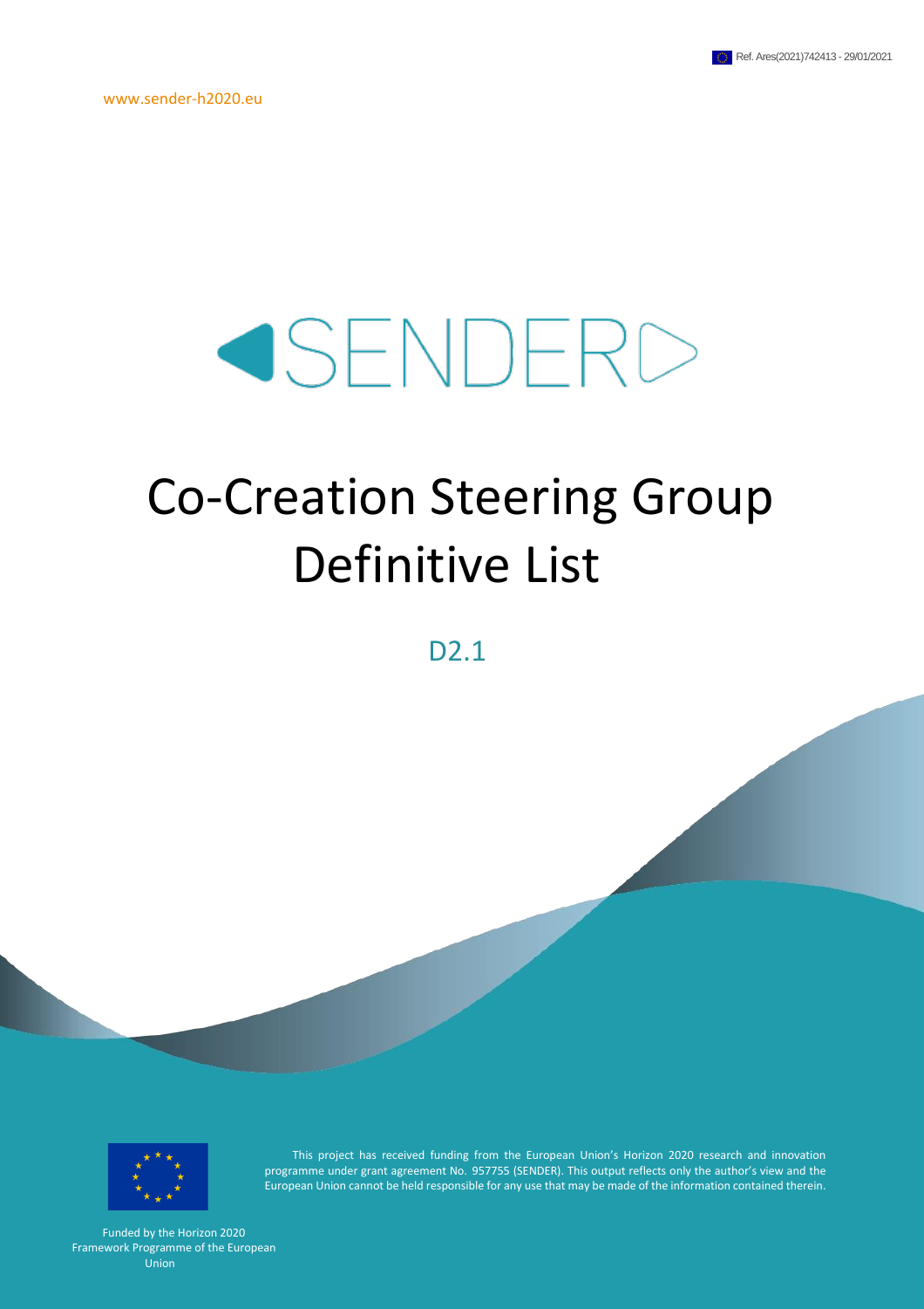Ref. Ares(2021)742413 - 29/01/2021

www.sender-h2020.eu

SENDER

# Co-Creation Steering Group Definitive List

D2.1

This project has received funding from the European Union's Horizon 2020 research and innovation programme under grant agreement No. 957755 (SENDER). This output reflects only the author's view and the European Union cannot be held responsible for any use that may be made of the information contained therein.

Funded by the Horizon 2020 Framework Programme of the European Union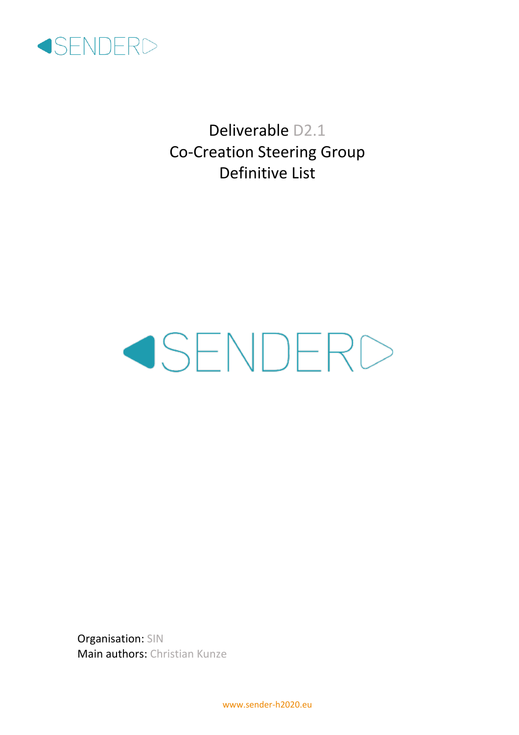# Deliverable D2.1
# Co-Creation Steering Group
# Definitive List

SENDER

Organisation: SIN
Main authors: Christian Kunze

www.sender-h2020.eu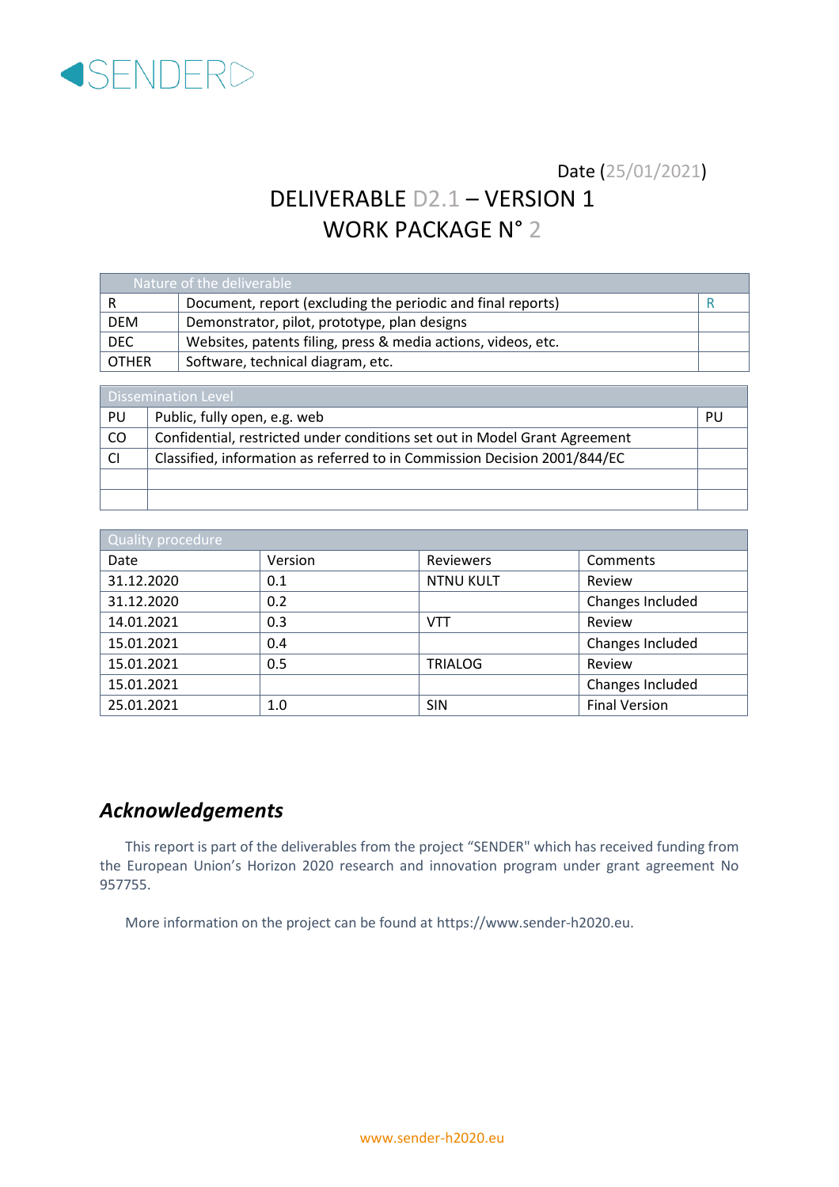Date (25/01/2021)

DELIVERABLE D2.1 – VERSION 1

WORK PACKAGE N° 2

| Nature of the deliverable | | |
|---|---|---|
| R | Document, report (excluding the periodic and final reports) | R |
| DEM | Demonstrator, pilot, prototype, plan designs | |
| DEC | Websites, patents filing, press & media actions, videos, etc. | |
| OTHER | Software, technical diagram, etc. | |

| Dissemination Level | | |
|---|---|---|
| PU | Public, fully open, e.g. web | PU |
| CO | Confidential, restricted under conditions set out in Model Grant Agreement | |
| CI | Classified, information as referred to in Commission Decision 2001/844/EC | |
| | | |
| | | |

| Quality procedure | | | |
|---|---|---|---|
| Date | Version | Reviewers | Comments |
| 31.12.2020 | 0.1 | NTNU KULT | Review |
| 31.12.2020 | 0.2 | | Changes Included |
| 14.01.2021 | 0.3 | VTT | Review |
| 15.01.2021 | 0.4 | | Changes Included |
| 15.01.2021 | 0.5 | TRIALOG | Review |
| 15.01.2021 | | | Changes Included |
| 25.01.2021 | 1.0 | SIN | Final Version |

## *Acknowledgements*

This report is part of the deliverables from the project "SENDER" which has received funding from the European Union's Horizon 2020 research and innovation program under grant agreement No 957755.

More information on the project can be found at https://www.sender-h2020.eu.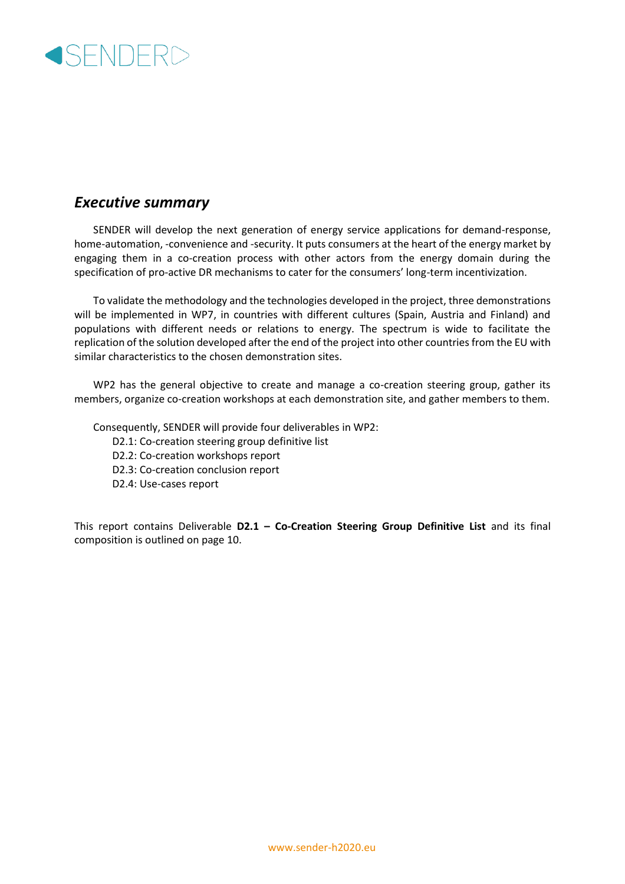## *Executive summary*

SENDER will develop the next generation of energy service applications for demand-response, home-automation, -convenience and -security. It puts consumers at the heart of the energy market by engaging them in a co-creation process with other actors from the energy domain during the specification of pro-active DR mechanisms to cater for the consumers' long-term incentivization.

To validate the methodology and the technologies developed in the project, three demonstrations will be implemented in WP7, in countries with different cultures (Spain, Austria and Finland) and populations with different needs or relations to energy. The spectrum is wide to facilitate the replication of the solution developed after the end of the project into other countries from the EU with similar characteristics to the chosen demonstration sites.

WP2 has the general objective to create and manage a co-creation steering group, gather its members, organize co-creation workshops at each demonstration site, and gather members to them.

Consequently, SENDER will provide four deliverables in WP2:

- D2.1: Co-creation steering group definitive list
- D2.2: Co-creation workshops report
- D2.3: Co-creation conclusion report
- D2.4: Use-cases report

This report contains Deliverable **D2.1 – Co-Creation Steering Group Definitive List** and its final composition is outlined on page 10.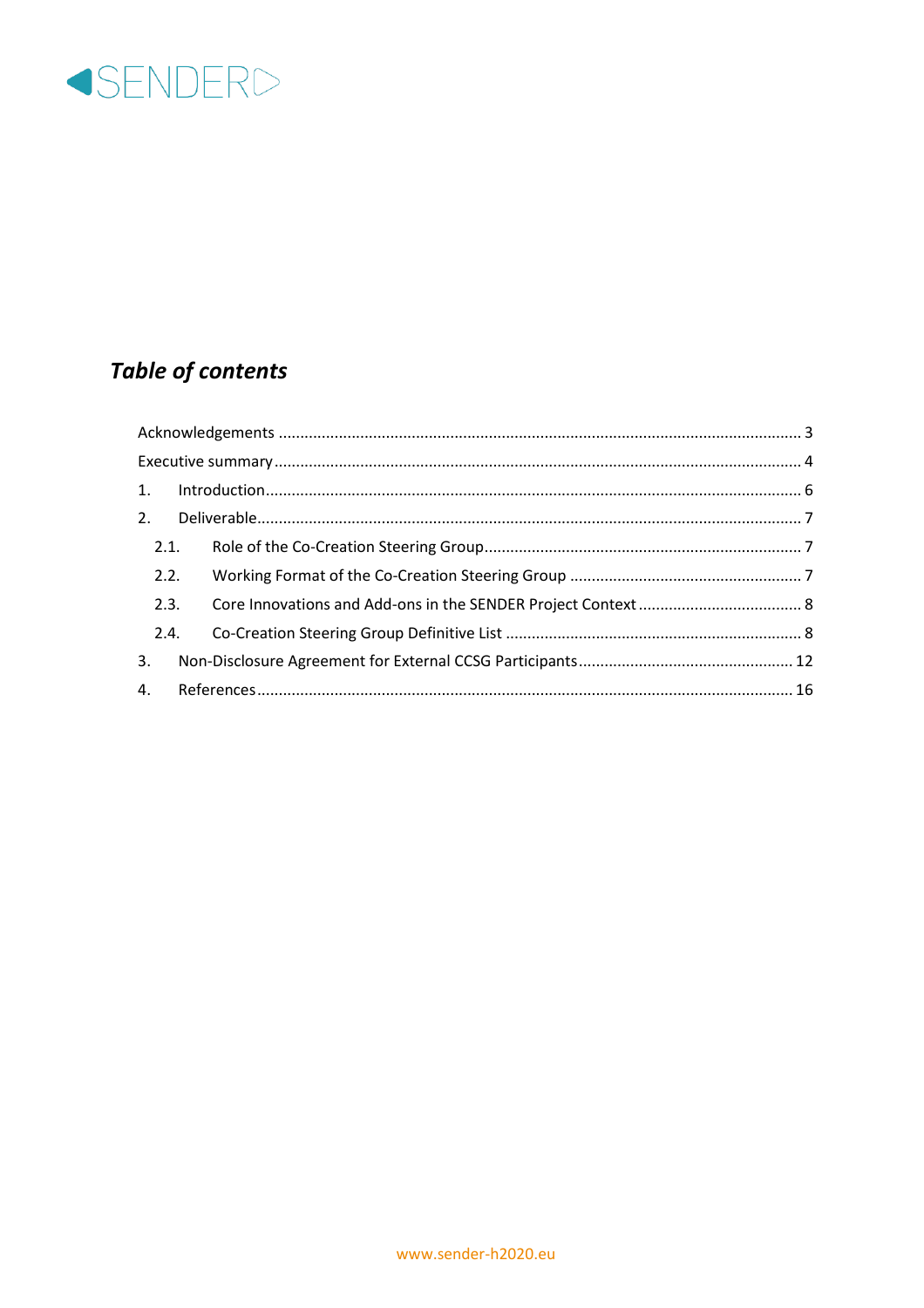## *Table of contents*

Acknowledgements ........................................................................................................................ 3
Executive summary ........................................................................................................................ 4
1. Introduction ........................................................................................................................ 6
2. Deliverable ........................................................................................................................ 7
   2.1. Role of the Co-Creation Steering Group ........................................................................ 7
   2.2. Working Format of the Co-Creation Steering Group ...................................................... 7
   2.3. Core Innovations and Add-ons in the SENDER Project Context ...................................... 8
   2.4. Co-Creation Steering Group Definitive List ................................................................... 8
3. Non-Disclosure Agreement for External CCSG Participants .................................................. 12
4. References ........................................................................................................................ 16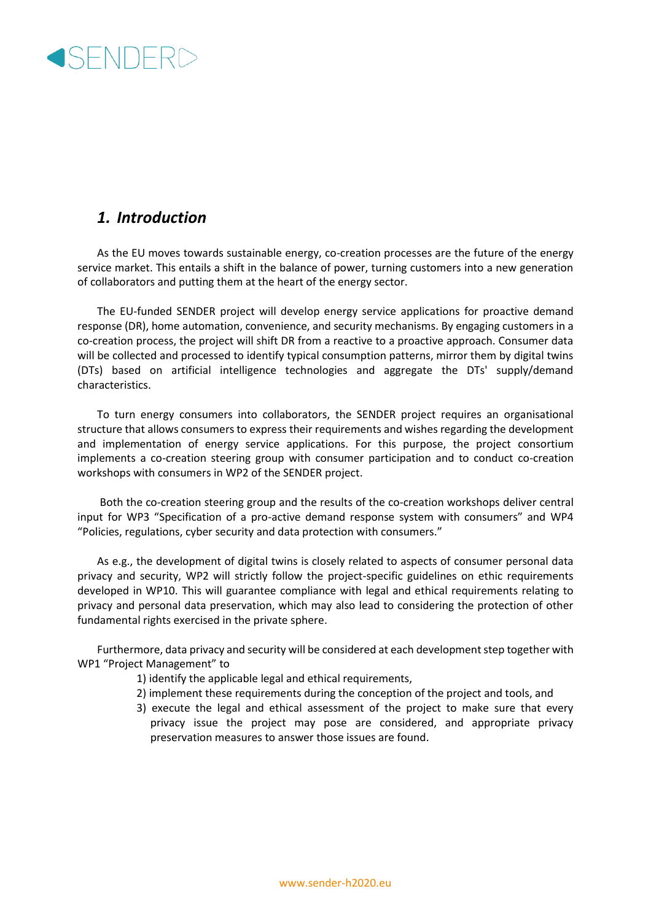# 1. Introduction

As the EU moves towards sustainable energy, co-creation processes are the future of the energy service market. This entails a shift in the balance of power, turning customers into a new generation of collaborators and putting them at the heart of the energy sector.

The EU-funded SENDER project will develop energy service applications for proactive demand response (DR), home automation, convenience, and security mechanisms. By engaging customers in a co-creation process, the project will shift DR from a reactive to a proactive approach. Consumer data will be collected and processed to identify typical consumption patterns, mirror them by digital twins (DTs) based on artificial intelligence technologies and aggregate the DTs' supply/demand characteristics.

To turn energy consumers into collaborators, the SENDER project requires an organisational structure that allows consumers to express their requirements and wishes regarding the development and implementation of energy service applications. For this purpose, the project consortium implements a co-creation steering group with consumer participation and to conduct co-creation workshops with consumers in WP2 of the SENDER project.

Both the co-creation steering group and the results of the co-creation workshops deliver central input for WP3 "Specification of a pro-active demand response system with consumers" and WP4 "Policies, regulations, cyber security and data protection with consumers."

As e.g., the development of digital twins is closely related to aspects of consumer personal data privacy and security, WP2 will strictly follow the project-specific guidelines on ethic requirements developed in WP10. This will guarantee compliance with legal and ethical requirements relating to privacy and personal data preservation, which may also lead to considering the protection of other fundamental rights exercised in the private sphere.

Furthermore, data privacy and security will be considered at each development step together with WP1 "Project Management" to

1) identify the applicable legal and ethical requirements,
2) implement these requirements during the conception of the project and tools, and
3) execute the legal and ethical assessment of the project to make sure that every privacy issue the project may pose are considered, and appropriate privacy preservation measures to answer those issues are found.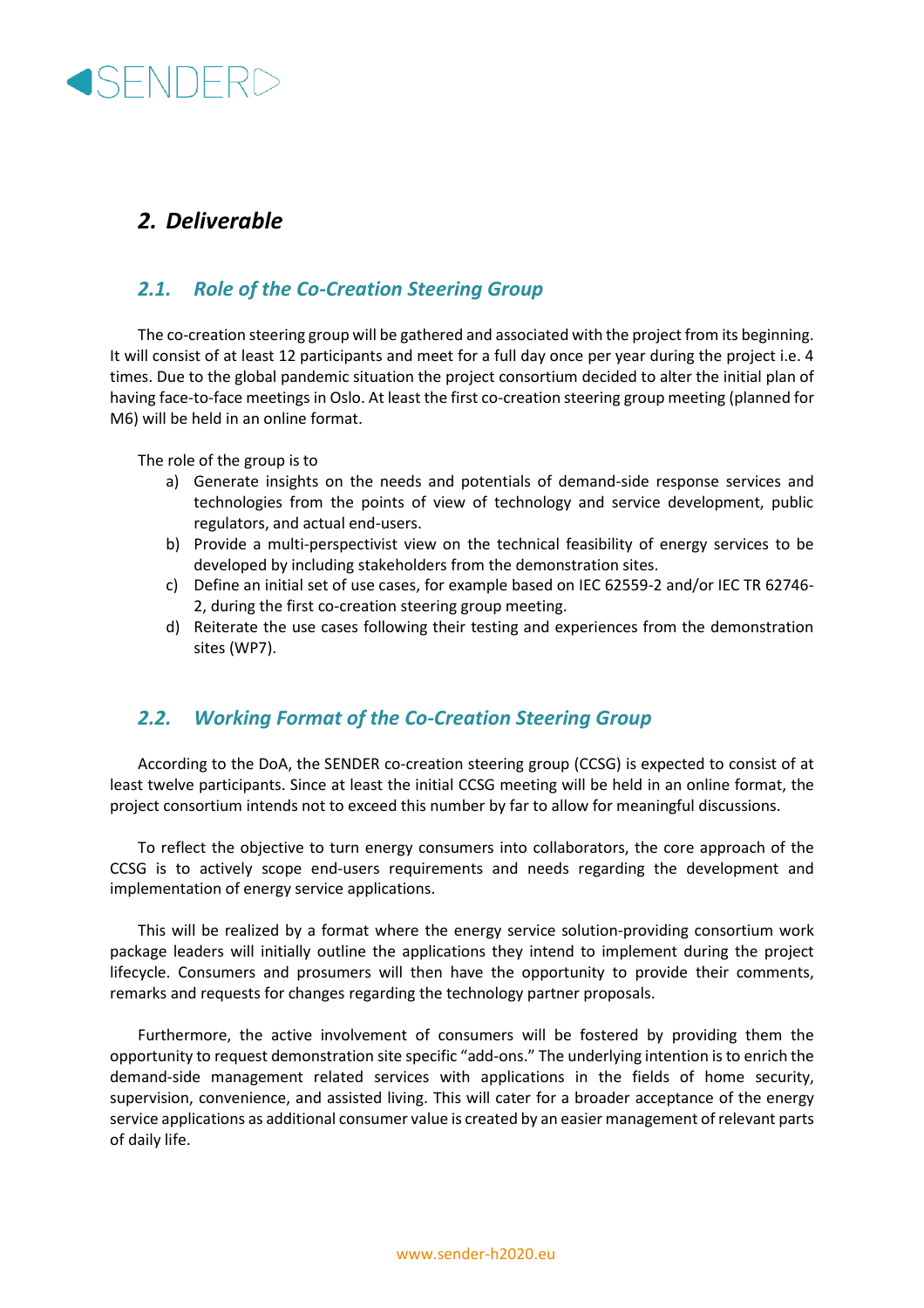## 2. *Deliverable*

### 2.1. *Role of the Co-Creation Steering Group*

The co-creation steering group will be gathered and associated with the project from its beginning. It will consist of at least 12 participants and meet for a full day once per year during the project i.e. 4 times. Due to the global pandemic situation the project consortium decided to alter the initial plan of having face-to-face meetings in Oslo. At least the first co-creation steering group meeting (planned for M6) will be held in an online format.

The role of the group is to

a) Generate insights on the needs and potentials of demand-side response services and technologies from the points of view of technology and service development, public regulators, and actual end-users.
b) Provide a multi-perspectivist view on the technical feasibility of energy services to be developed by including stakeholders from the demonstration sites.
c) Define an initial set of use cases, for example based on IEC 62559-2 and/or IEC TR 62746-2, during the first co-creation steering group meeting.
d) Reiterate the use cases following their testing and experiences from the demonstration sites (WP7).

### 2.2. *Working Format of the Co-Creation Steering Group*

According to the DoA, the SENDER co-creation steering group (CCSG) is expected to consist of at least twelve participants. Since at least the initial CCSG meeting will be held in an online format, the project consortium intends not to exceed this number by far to allow for meaningful discussions.

To reflect the objective to turn energy consumers into collaborators, the core approach of the CCSG is to actively scope end-users requirements and needs regarding the development and implementation of energy service applications.

This will be realized by a format where the energy service solution-providing consortium work package leaders will initially outline the applications they intend to implement during the project lifecycle. Consumers and prosumers will then have the opportunity to provide their comments, remarks and requests for changes regarding the technology partner proposals.

Furthermore, the active involvement of consumers will be fostered by providing them the opportunity to request demonstration site specific "add-ons." The underlying intention is to enrich the demand-side management related services with applications in the fields of home security, supervision, convenience, and assisted living. This will cater for a broader acceptance of the energy service applications as additional consumer value is created by an easier management of relevant parts of daily life.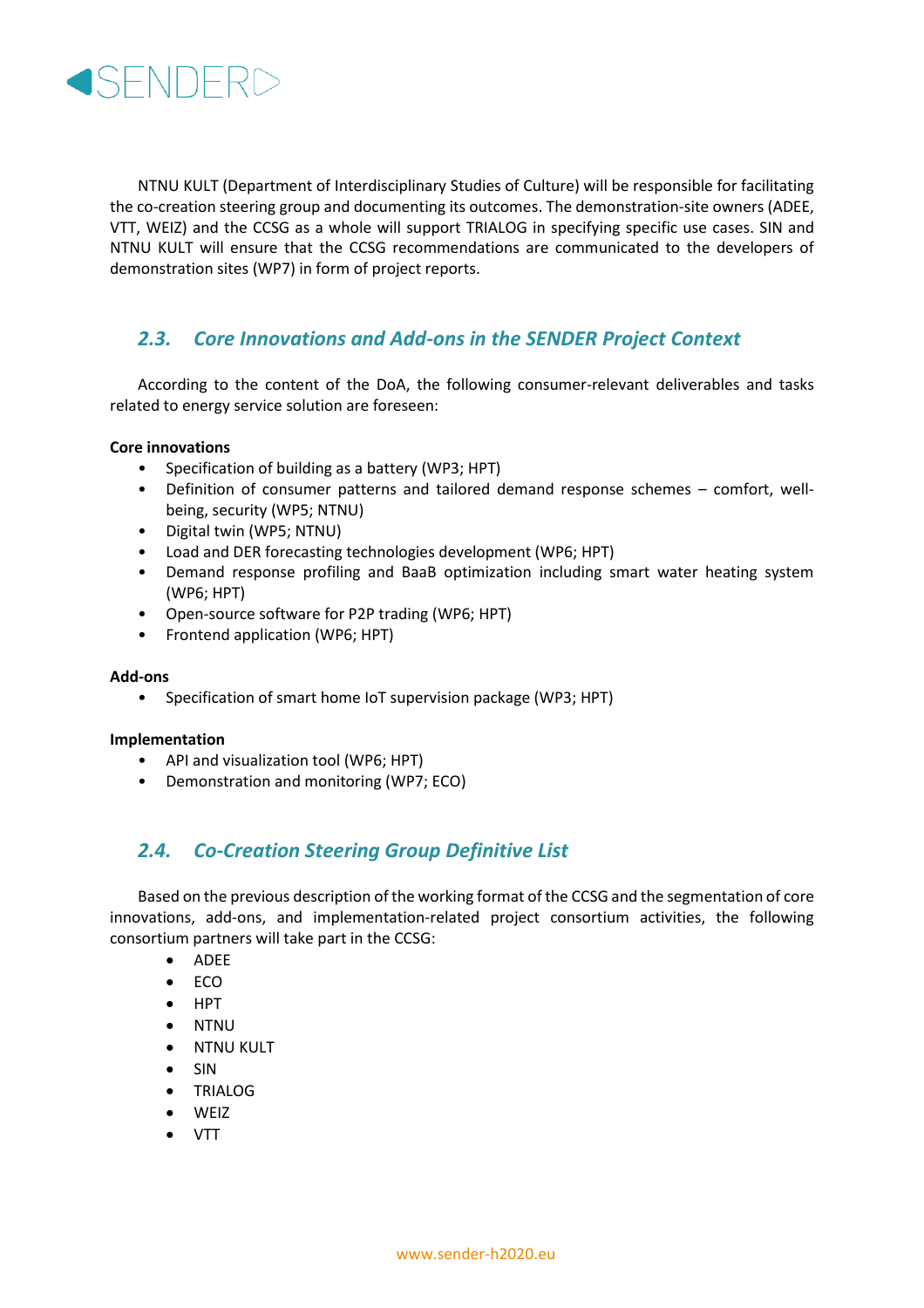NTNU KULT (Department of Interdisciplinary Studies of Culture) will be responsible for facilitating the co-creation steering group and documenting its outcomes. The demonstration-site owners (ADEE, VTT, WEIZ) and the CCSG as a whole will support TRIALOG in specifying specific use cases. SIN and NTNU KULT will ensure that the CCSG recommendations are communicated to the developers of demonstration sites (WP7) in form of project reports.

## 2.3. Core Innovations and Add-ons in the SENDER Project Context

According to the content of the DoA, the following consumer-relevant deliverables and tasks related to energy service solution are foreseen:

**Core innovations**

- Specification of building as a battery (WP3; HPT)
- Definition of consumer patterns and tailored demand response schemes – comfort, well-being, security (WP5; NTNU)
- Digital twin (WP5; NTNU)
- Load and DER forecasting technologies development (WP6; HPT)
- Demand response profiling and BaaB optimization including smart water heating system (WP6; HPT)
- Open-source software for P2P trading (WP6; HPT)
- Frontend application (WP6; HPT)

**Add-ons**

- Specification of smart home IoT supervision package (WP3; HPT)

**Implementation**

- API and visualization tool (WP6; HPT)
- Demonstration and monitoring (WP7; ECO)

## 2.4. Co-Creation Steering Group Definitive List

Based on the previous description of the working format of the CCSG and the segmentation of core innovations, add-ons, and implementation-related project consortium activities, the following consortium partners will take part in the CCSG:

- ADEE
- ECO
- HPT
- NTNU
- NTNU KULT
- SIN
- TRIALOG
- WEIZ
- VTT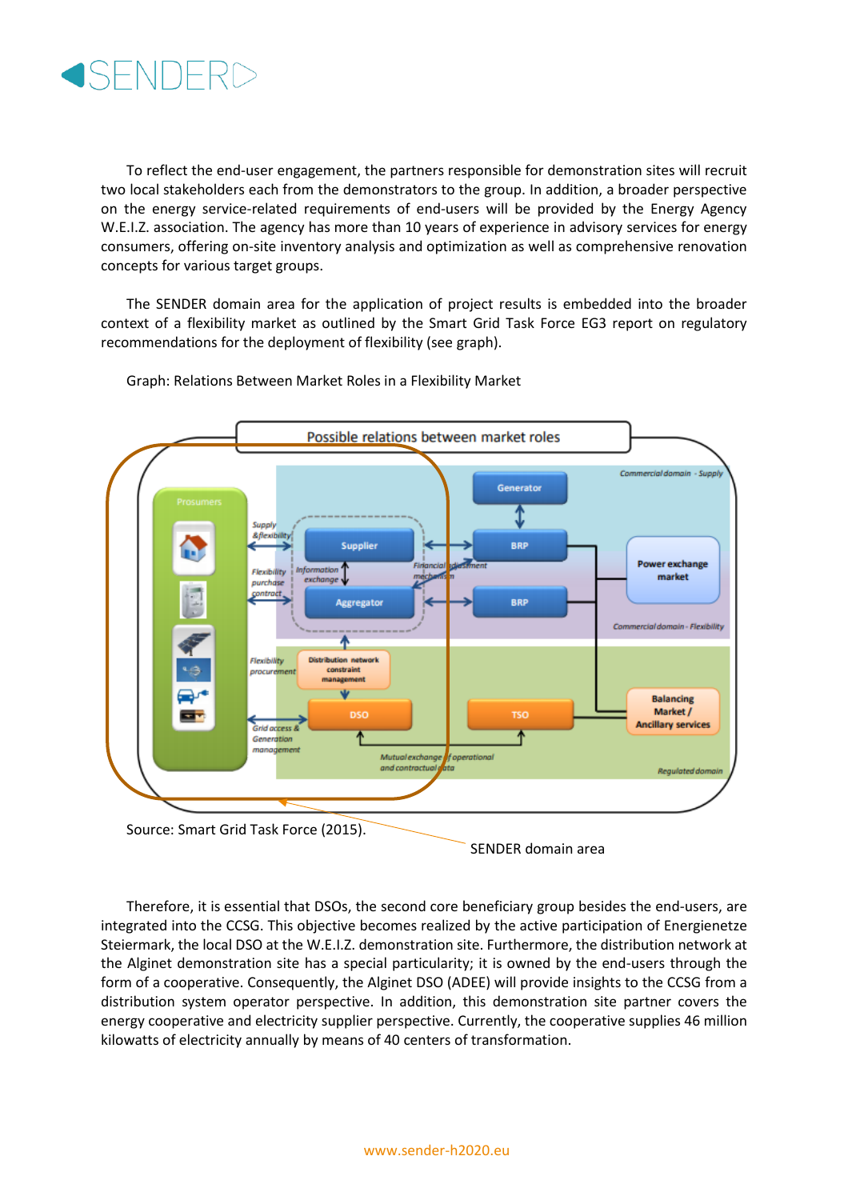To reflect the end-user engagement, the partners responsible for demonstration sites will recruit two local stakeholders each from the demonstrators to the group. In addition, a broader perspective on the energy service-related requirements of end-users will be provided by the Energy Agency W.E.I.Z. association. The agency has more than 10 years of experience in advisory services for energy consumers, offering on-site inventory analysis and optimization as well as comprehensive renovation concepts for various target groups.

The SENDER domain area for the application of project results is embedded into the broader context of a flexibility market as outlined by the Smart Grid Task Force EG3 report on regulatory recommendations for the deployment of flexibility (see graph).

Graph: Relations Between Market Roles in a Flexibility Market

Source: Smart Grid Task Force (2015).

SENDER domain area

Therefore, it is essential that DSOs, the second core beneficiary group besides the end-users, are integrated into the CCSG. This objective becomes realized by the active participation of Energienetze Steiermark, the local DSO at the W.E.I.Z. demonstration site. Furthermore, the distribution network at the Alginet demonstration site has a special particularity; it is owned by the end-users through the form of a cooperative. Consequently, the Alginet DSO (ADEE) will provide insights to the CCSG from a distribution system operator perspective. In addition, this demonstration site partner covers the energy cooperative and electricity supplier perspective. Currently, the cooperative supplies 46 million kilowatts of electricity annually by means of 40 centers of transformation.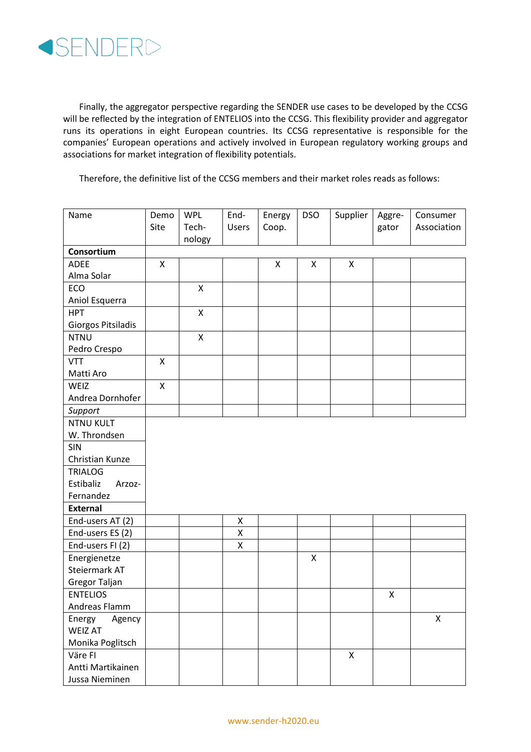Finally, the aggregator perspective regarding the SENDER use cases to be developed by the CCSG will be reflected by the integration of ENTELIOS into the CCSG. This flexibility provider and aggregator runs its operations in eight European countries. Its CCSG representative is responsible for the companies' European operations and actively involved in European regulatory working groups and associations for market integration of flexibility potentials.

Therefore, the definitive list of the CCSG members and their market roles reads as follows:

| Name | Demo Site | WPL Tech-nology | End-Users | Energy Coop. | DSO | Supplier | Aggre-gator | Consumer Association |
|---|---|---|---|---|---|---|---|---|
| **Consortium** | | | | | | | | |
| ADEE<br>Alma Solar | X | | | X | X | X | | |
| ECO<br>Aniol Esquerra | | X | | | | | | |
| HPT<br>Giorgos Pitsiladis | | X | | | | | | |
| NTNU<br>Pedro Crespo | | X | | | | | | |
| VTT<br>Matti Aro | X | | | | | | | |
| WEIZ<br>Andrea Dornhofer | X | | | | | | | |
| *Support* | | | | | | | | |
| NTNU KULT<br>W. Throndsen | | | | | | | | |
| SIN<br>Christian Kunze | | | | | | | | |
| TRIALOG<br>Estibaliz Arzoz-Fernandez | | | | | | | | |
| **External** | | | | | | | | |
| End-users AT (2) | | | X | | | | | |
| End-users ES (2) | | | X | | | | | |
| End-users FI (2) | | | X | | | | | |
| Energienetze Steiermark AT<br>Gregor Taljan | | | | | X | | | |
| ENTELIOS<br>Andreas Flamm | | | | | | | X | |
| Energy Agency WEIZ AT<br>Monika Poglitsch | | | | | | | | X |
| Väre FI<br>Antti Martikainen<br>Jussa Nieminen | | | | | | X | | |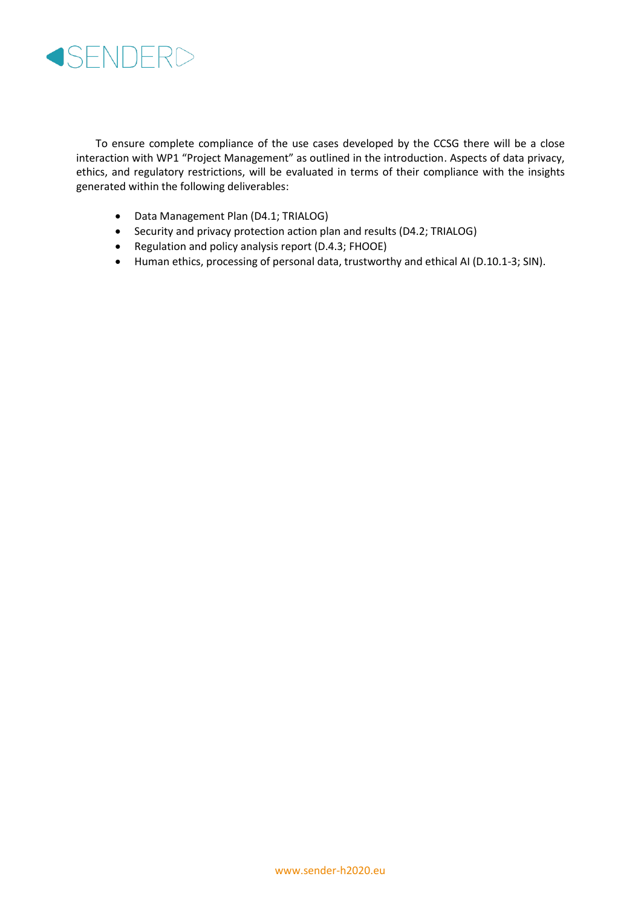To ensure complete compliance of the use cases developed by the CCSG there will be a close interaction with WP1 “Project Management” as outlined in the introduction. Aspects of data privacy, ethics, and regulatory restrictions, will be evaluated in terms of their compliance with the insights generated within the following deliverables:

- Data Management Plan (D4.1; TRIALOG)
- Security and privacy protection action plan and results (D4.2; TRIALOG)
- Regulation and policy analysis report (D.4.3; FHOOE)
- Human ethics, processing of personal data, trustworthy and ethical AI (D.10.1-3; SIN).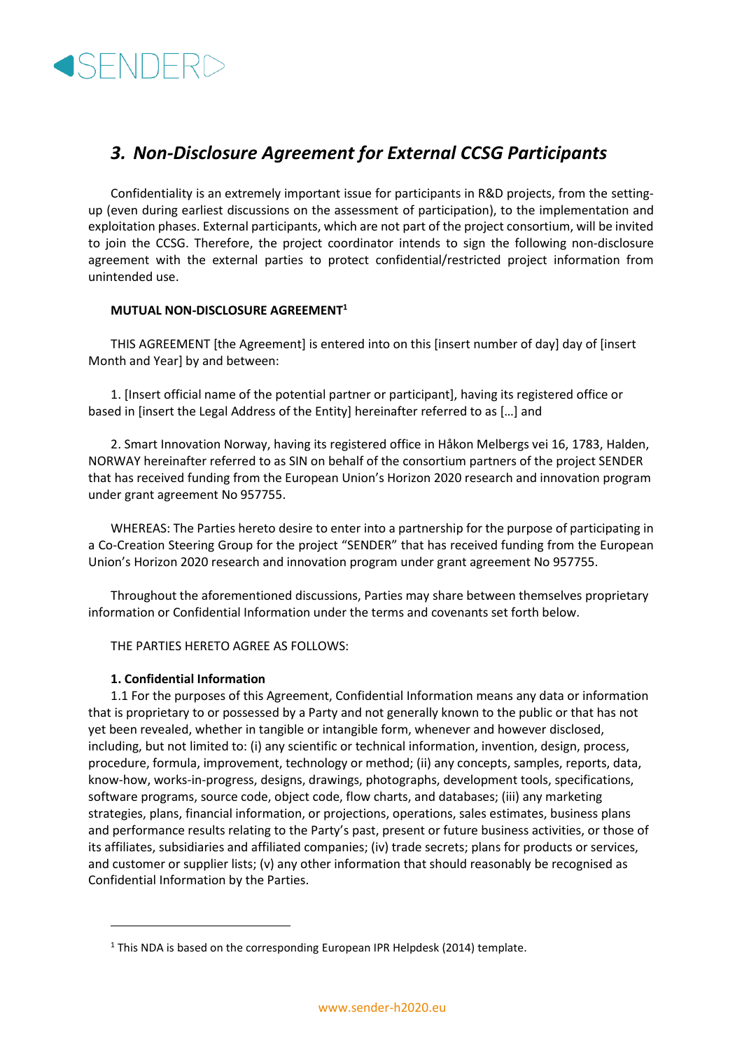## *3. Non-Disclosure Agreement for External CCSG Participants*

Confidentiality is an extremely important issue for participants in R&D projects, from the setting-up (even during earliest discussions on the assessment of participation), to the implementation and exploitation phases. External participants, which are not part of the project consortium, will be invited to join the CCSG. Therefore, the project coordinator intends to sign the following non-disclosure agreement with the external parties to protect confidential/restricted project information from unintended use.

**MUTUAL NON-DISCLOSURE AGREEMENT**[1]

THIS AGREEMENT [the Agreement] is entered into on this [insert number of day] day of [insert Month and Year] by and between:

1. [Insert official name of the potential partner or participant], having its registered office or based in [insert the Legal Address of the Entity] hereinafter referred to as […] and

2. Smart Innovation Norway, having its registered office in Håkon Melbergs vei 16, 1783, Halden, NORWAY hereinafter referred to as SIN on behalf of the consortium partners of the project SENDER that has received funding from the European Union's Horizon 2020 research and innovation program under grant agreement No 957755.

WHEREAS: The Parties hereto desire to enter into a partnership for the purpose of participating in a Co-Creation Steering Group for the project "SENDER" that has received funding from the European Union's Horizon 2020 research and innovation program under grant agreement No 957755.

Throughout the aforementioned discussions, Parties may share between themselves proprietary information or Confidential Information under the terms and covenants set forth below.

THE PARTIES HERETO AGREE AS FOLLOWS:

**1. Confidential Information**

1.1 For the purposes of this Agreement, Confidential Information means any data or information that is proprietary to or possessed by a Party and not generally known to the public or that has not yet been revealed, whether in tangible or intangible form, whenever and however disclosed, including, but not limited to: (i) any scientific or technical information, invention, design, process, procedure, formula, improvement, technology or method; (ii) any concepts, samples, reports, data, know-how, works-in-progress, designs, drawings, photographs, development tools, specifications, software programs, source code, object code, flow charts, and databases; (iii) any marketing strategies, plans, financial information, or projections, operations, sales estimates, business plans and performance results relating to the Party's past, present or future business activities, or those of its affiliates, subsidiaries and affiliated companies; (iv) trade secrets; plans for products or services, and customer or supplier lists; (v) any other information that should reasonably be recognised as Confidential Information by the Parties.

---

[1] This NDA is based on the corresponding European IPR Helpdesk (2014) template.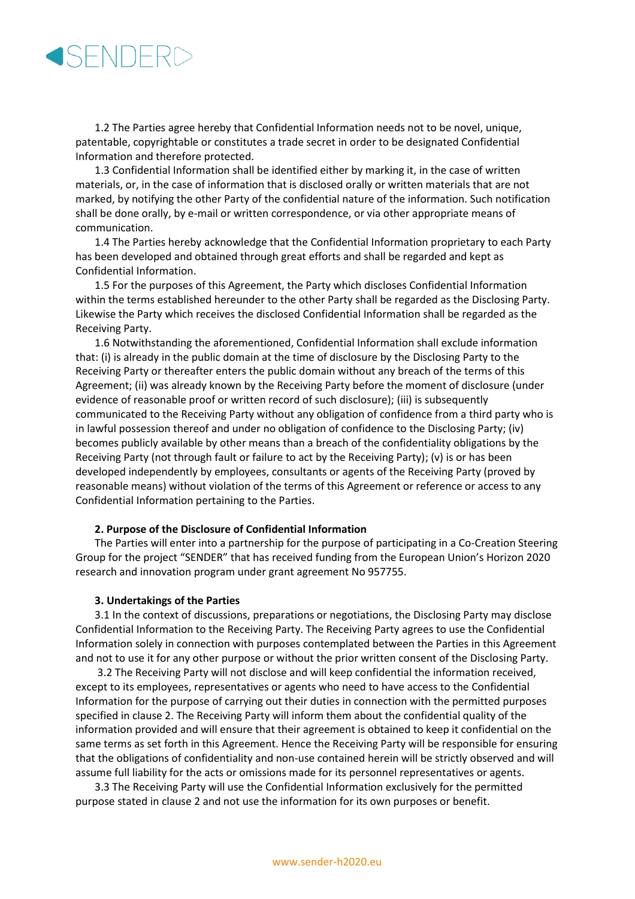1.2 The Parties agree hereby that Confidential Information needs not to be novel, unique, patentable, copyrightable or constitutes a trade secret in order to be designated Confidential Information and therefore protected.

1.3 Confidential Information shall be identified either by marking it, in the case of written materials, or, in the case of information that is disclosed orally or written materials that are not marked, by notifying the other Party of the confidential nature of the information. Such notification shall be done orally, by e-mail or written correspondence, or via other appropriate means of communication.

1.4 The Parties hereby acknowledge that the Confidential Information proprietary to each Party has been developed and obtained through great efforts and shall be regarded and kept as Confidential Information.

1.5 For the purposes of this Agreement, the Party which discloses Confidential Information within the terms established hereunder to the other Party shall be regarded as the Disclosing Party. Likewise the Party which receives the disclosed Confidential Information shall be regarded as the Receiving Party.

1.6 Notwithstanding the aforementioned, Confidential Information shall exclude information that: (i) is already in the public domain at the time of disclosure by the Disclosing Party to the Receiving Party or thereafter enters the public domain without any breach of the terms of this Agreement; (ii) was already known by the Receiving Party before the moment of disclosure (under evidence of reasonable proof or written record of such disclosure); (iii) is subsequently communicated to the Receiving Party without any obligation of confidence from a third party who is in lawful possession thereof and under no obligation of confidence to the Disclosing Party; (iv) becomes publicly available by other means than a breach of the confidentiality obligations by the Receiving Party (not through fault or failure to act by the Receiving Party); (v) is or has been developed independently by employees, consultants or agents of the Receiving Party (proved by reasonable means) without violation of the terms of this Agreement or reference or access to any Confidential Information pertaining to the Parties.

**2. Purpose of the Disclosure of Confidential Information**

The Parties will enter into a partnership for the purpose of participating in a Co-Creation Steering Group for the project "SENDER" that has received funding from the European Union's Horizon 2020 research and innovation program under grant agreement No 957755.

**3. Undertakings of the Parties**

3.1 In the context of discussions, preparations or negotiations, the Disclosing Party may disclose Confidential Information to the Receiving Party. The Receiving Party agrees to use the Confidential Information solely in connection with purposes contemplated between the Parties in this Agreement and not to use it for any other purpose or without the prior written consent of the Disclosing Party.

3.2 The Receiving Party will not disclose and will keep confidential the information received, except to its employees, representatives or agents who need to have access to the Confidential Information for the purpose of carrying out their duties in connection with the permitted purposes specified in clause 2. The Receiving Party will inform them about the confidential quality of the information provided and will ensure that their agreement is obtained to keep it confidential on the same terms as set forth in this Agreement. Hence the Receiving Party will be responsible for ensuring that the obligations of confidentiality and non-use contained herein will be strictly observed and will assume full liability for the acts or omissions made for its personnel representatives or agents.

3.3 The Receiving Party will use the Confidential Information exclusively for the permitted purpose stated in clause 2 and not use the information for its own purposes or benefit.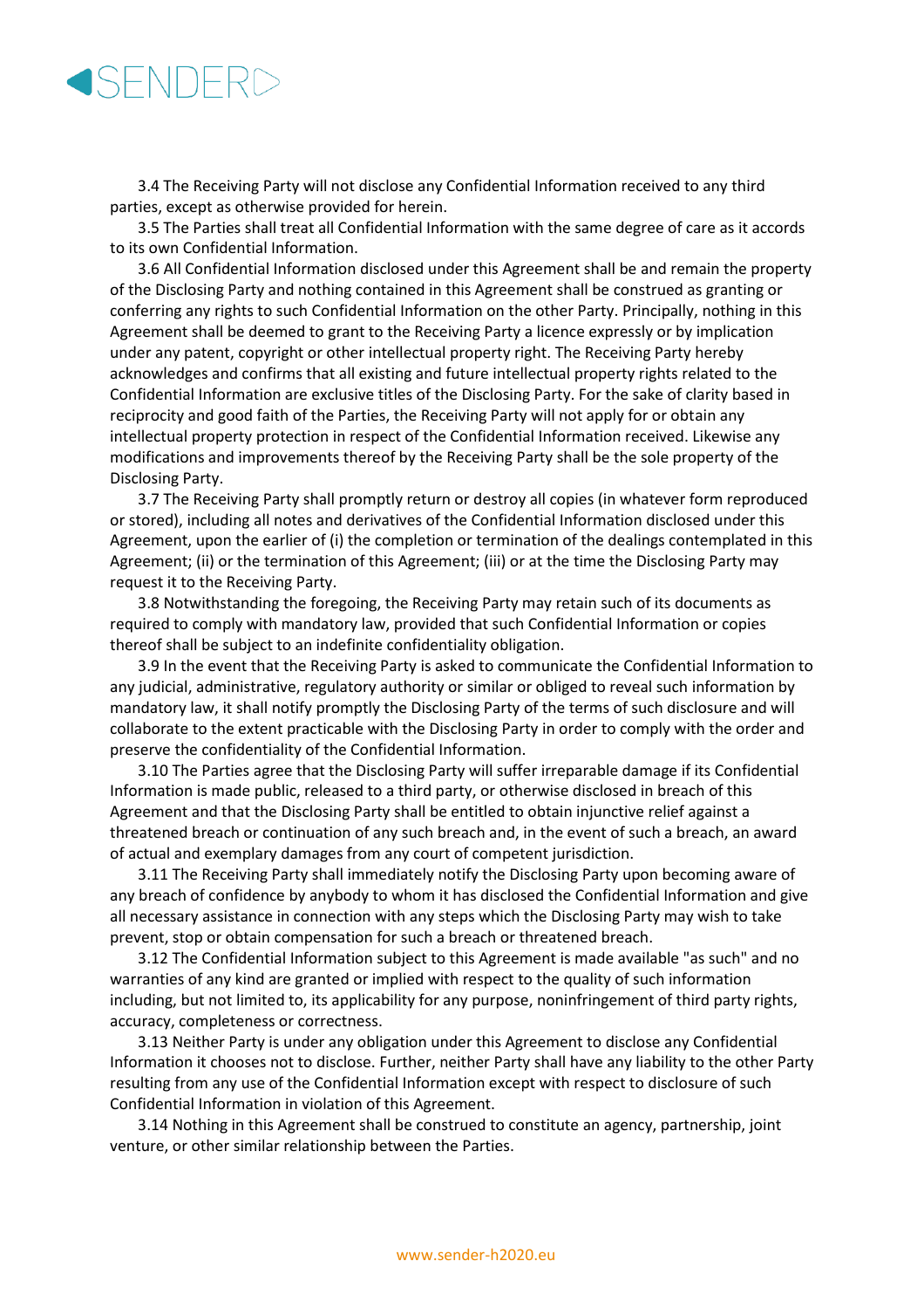3.4 The Receiving Party will not disclose any Confidential Information received to any third parties, except as otherwise provided for herein.

3.5 The Parties shall treat all Confidential Information with the same degree of care as it accords to its own Confidential Information.

3.6 All Confidential Information disclosed under this Agreement shall be and remain the property of the Disclosing Party and nothing contained in this Agreement shall be construed as granting or conferring any rights to such Confidential Information on the other Party. Principally, nothing in this Agreement shall be deemed to grant to the Receiving Party a licence expressly or by implication under any patent, copyright or other intellectual property right. The Receiving Party hereby acknowledges and confirms that all existing and future intellectual property rights related to the Confidential Information are exclusive titles of the Disclosing Party. For the sake of clarity based in reciprocity and good faith of the Parties, the Receiving Party will not apply for or obtain any intellectual property protection in respect of the Confidential Information received. Likewise any modifications and improvements thereof by the Receiving Party shall be the sole property of the Disclosing Party.

3.7 The Receiving Party shall promptly return or destroy all copies (in whatever form reproduced or stored), including all notes and derivatives of the Confidential Information disclosed under this Agreement, upon the earlier of (i) the completion or termination of the dealings contemplated in this Agreement; (ii) or the termination of this Agreement; (iii) or at the time the Disclosing Party may request it to the Receiving Party.

3.8 Notwithstanding the foregoing, the Receiving Party may retain such of its documents as required to comply with mandatory law, provided that such Confidential Information or copies thereof shall be subject to an indefinite confidentiality obligation.

3.9 In the event that the Receiving Party is asked to communicate the Confidential Information to any judicial, administrative, regulatory authority or similar or obliged to reveal such information by mandatory law, it shall notify promptly the Disclosing Party of the terms of such disclosure and will collaborate to the extent practicable with the Disclosing Party in order to comply with the order and preserve the confidentiality of the Confidential Information.

3.10 The Parties agree that the Disclosing Party will suffer irreparable damage if its Confidential Information is made public, released to a third party, or otherwise disclosed in breach of this Agreement and that the Disclosing Party shall be entitled to obtain injunctive relief against a threatened breach or continuation of any such breach and, in the event of such a breach, an award of actual and exemplary damages from any court of competent jurisdiction.

3.11 The Receiving Party shall immediately notify the Disclosing Party upon becoming aware of any breach of confidence by anybody to whom it has disclosed the Confidential Information and give all necessary assistance in connection with any steps which the Disclosing Party may wish to take prevent, stop or obtain compensation for such a breach or threatened breach.

3.12 The Confidential Information subject to this Agreement is made available "as such" and no warranties of any kind are granted or implied with respect to the quality of such information including, but not limited to, its applicability for any purpose, noninfringement of third party rights, accuracy, completeness or correctness.

3.13 Neither Party is under any obligation under this Agreement to disclose any Confidential Information it chooses not to disclose. Further, neither Party shall have any liability to the other Party resulting from any use of the Confidential Information except with respect to disclosure of such Confidential Information in violation of this Agreement.

3.14 Nothing in this Agreement shall be construed to constitute an agency, partnership, joint venture, or other similar relationship between the Parties.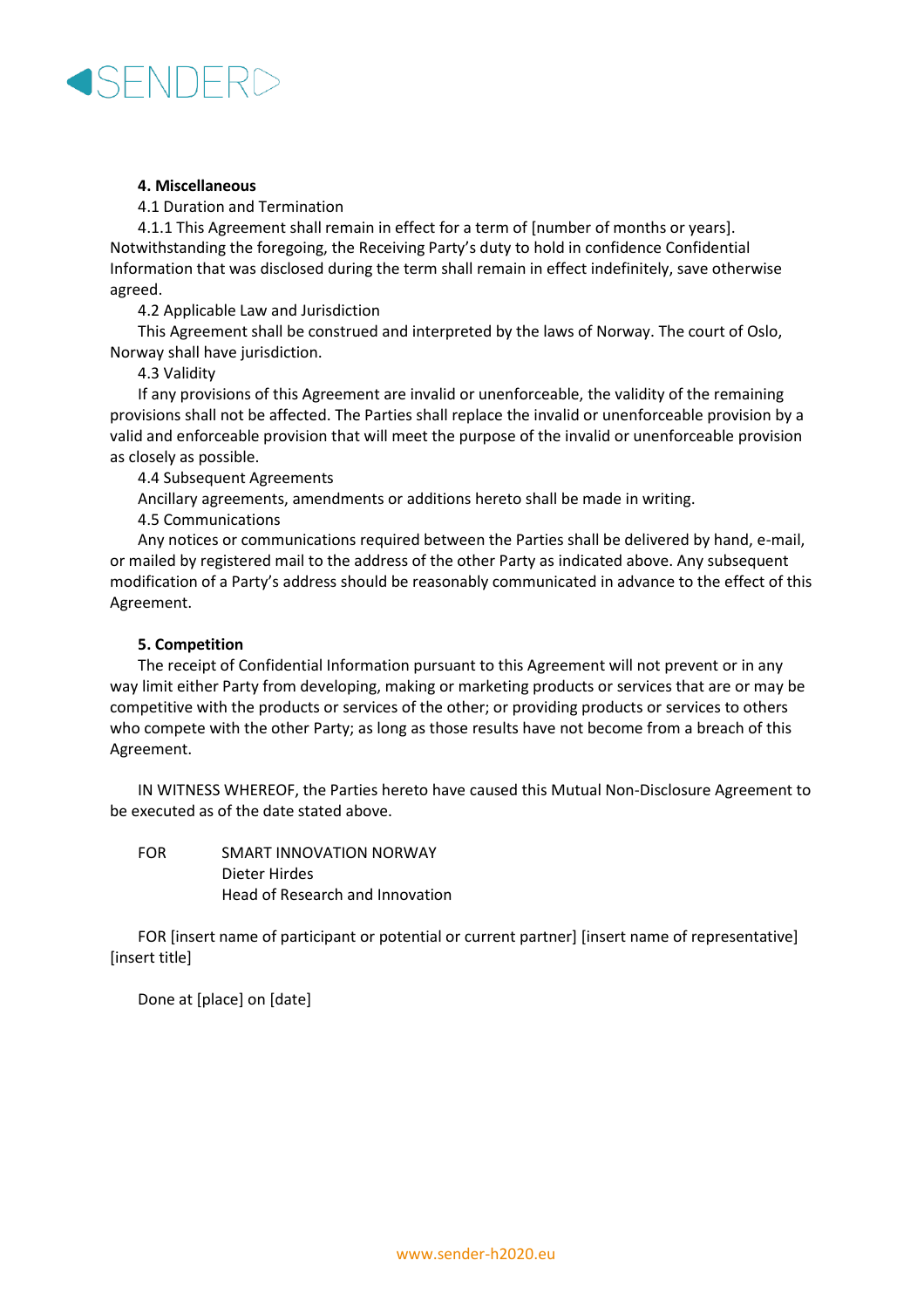**4. Miscellaneous**

4.1 Duration and Termination

4.1.1 This Agreement shall remain in effect for a term of [number of months or years]. Notwithstanding the foregoing, the Receiving Party's duty to hold in confidence Confidential Information that was disclosed during the term shall remain in effect indefinitely, save otherwise agreed.

4.2 Applicable Law and Jurisdiction

This Agreement shall be construed and interpreted by the laws of Norway. The court of Oslo, Norway shall have jurisdiction.

4.3 Validity

If any provisions of this Agreement are invalid or unenforceable, the validity of the remaining provisions shall not be affected. The Parties shall replace the invalid or unenforceable provision by a valid and enforceable provision that will meet the purpose of the invalid or unenforceable provision as closely as possible.

4.4 Subsequent Agreements

Ancillary agreements, amendments or additions hereto shall be made in writing.

4.5 Communications

Any notices or communications required between the Parties shall be delivered by hand, e-mail, or mailed by registered mail to the address of the other Party as indicated above. Any subsequent modification of a Party's address should be reasonably communicated in advance to the effect of this Agreement.

**5. Competition**

The receipt of Confidential Information pursuant to this Agreement will not prevent or in any way limit either Party from developing, making or marketing products or services that are or may be competitive with the products or services of the other; or providing products or services to others who compete with the other Party; as long as those results have not become from a breach of this Agreement.

IN WITNESS WHEREOF, the Parties hereto have caused this Mutual Non-Disclosure Agreement to be executed as of the date stated above.

FOR SMART INNOVATION NORWAY
Dieter Hirdes
Head of Research and Innovation

FOR [insert name of participant or potential or current partner] [insert name of representative] [insert title]

Done at [place] on [date]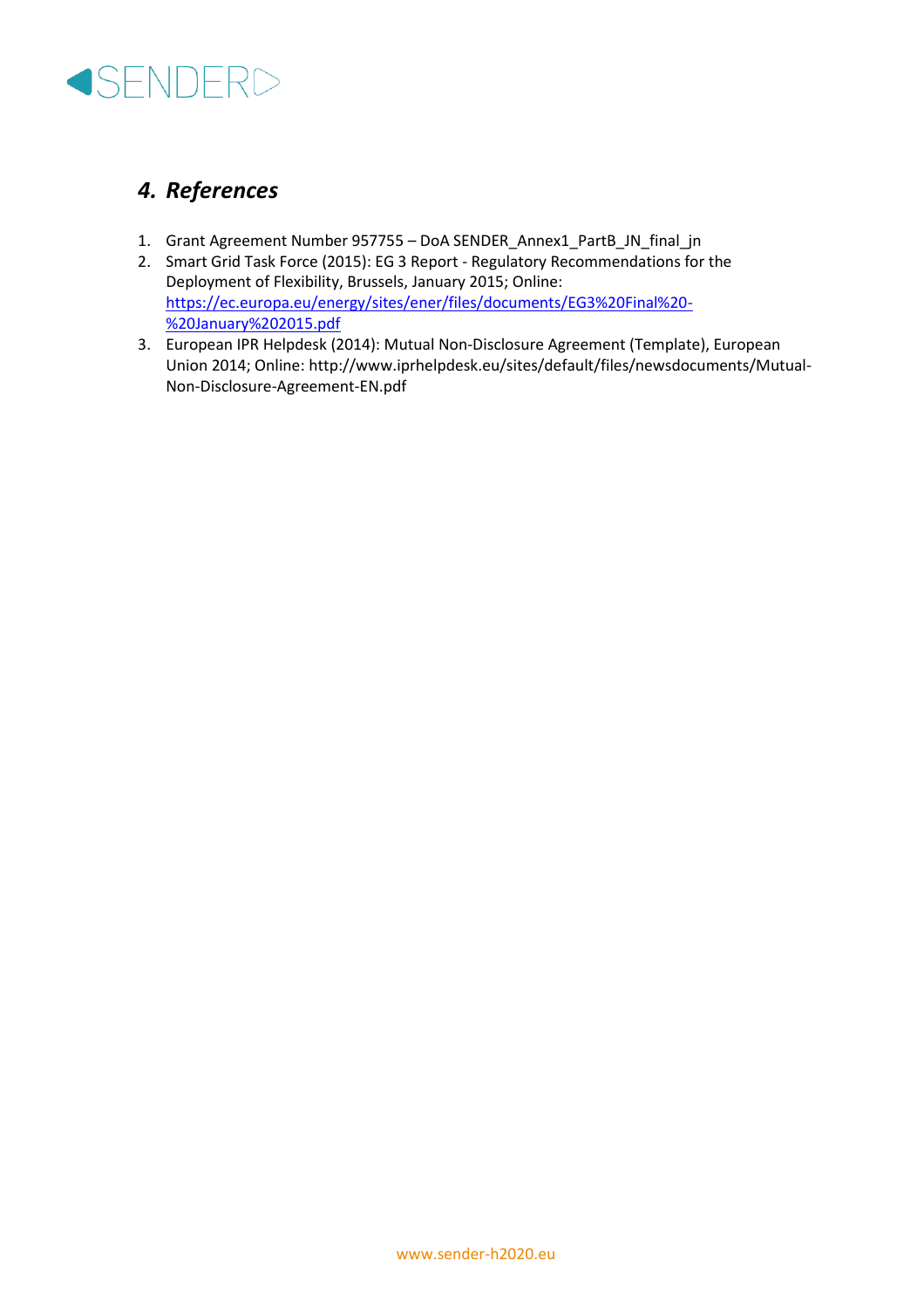## 4. References

1. Grant Agreement Number 957755 – DoA SENDER_Annex1_PartB_JN_final_jn
2. Smart Grid Task Force (2015): EG 3 Report - Regulatory Recommendations for the Deployment of Flexibility, Brussels, January 2015; Online: https://ec.europa.eu/energy/sites/ener/files/documents/EG3%20Final%20-%20January%202015.pdf
3. European IPR Helpdesk (2014): Mutual Non-Disclosure Agreement (Template), European Union 2014; Online: http://www.iprhelpdesk.eu/sites/default/files/newsdocuments/Mutual-Non-Disclosure-Agreement-EN.pdf